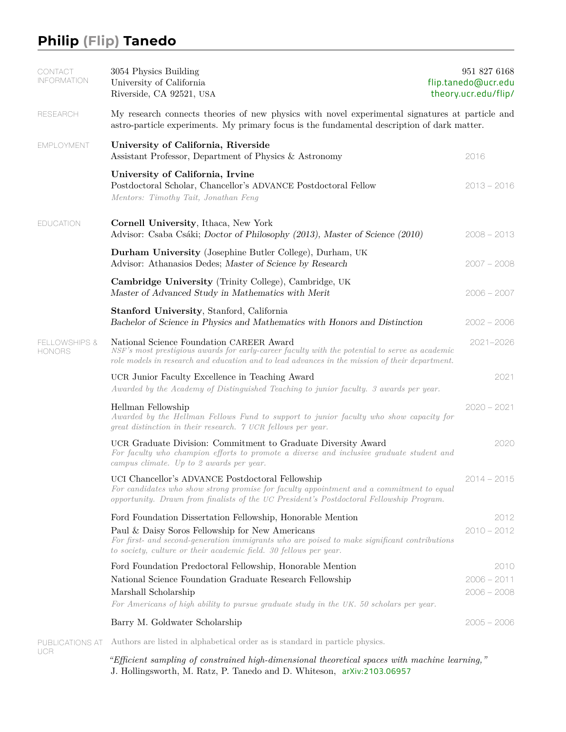# Philip (Flip) Tanedo

## Contact Information

3054 Physics Building
University of California
Riverside, CA 92521, USA

951 827 6168
flip.tanedo@ucr.edu
theory.ucr.edu/flip/

## Research

My research connects theories of new physics with novel experimental signatures at particle and astro-particle experiments. My primary focus is the fundamental description of dark matter.

## Employment

**University of California, Riverside**
Assistant Professor, Department of Physics & Astronomy — 2016

**University of California, Irvine**
Postdoctoral Scholar, Chancellor's ADVANCE Postdoctoral Fellow — 2013 – 2016
*Mentors: Timothy Tait, Jonathan Feng*

## Education

**Cornell University**, Ithaca, New York — 2008 – 2013
Advisor: Csaba Csáki; *Doctor of Philosophy (2013), Master of Science (2010)*

**Durham University** (Josephine Butler College), Durham, UK — 2007 – 2008
Advisor: Athanasios Dedes; *Master of Science by Research*

**Cambridge University** (Trinity College), Cambridge, UK — 2006 – 2007
*Master of Advanced Study in Mathematics with Merit*

**Stanford University**, Stanford, California — 2002 – 2006
*Bachelor of Science in Physics and Mathematics with Honors and Distinction*

## Fellowships & Honors

National Science Foundation CAREER Award — 2021–2026
*NSF's most prestigious awards for early-career faculty with the potential to serve as academic role models in research and education and to lead advances in the mission of their department.*

UCR Junior Faculty Excellence in Teaching Award — 2021
*Awarded by the Academy of Distinguished Teaching to junior faculty. 3 awards per year.*

Hellman Fellowship — 2020 – 2021
*Awarded by the Hellman Fellows Fund to support to junior faculty who show capacity for great distinction in their research. 7 UCR fellows per year.*

UCR Graduate Division: Commitment to Graduate Diversity Award — 2020
*For faculty who champion efforts to promote a diverse and inclusive graduate student and campus climate. Up to 2 awards per year.*

UCI Chancellor's ADVANCE Postdoctoral Fellowship — 2014 – 2015
*For candidates who show strong promise for faculty appointment and a commitment to equal opportunity. Drawn from finalists of the UC President's Postdoctoral Fellowship Program.*

Ford Foundation Dissertation Fellowship, Honorable Mention — 2012

Paul & Daisy Soros Fellowship for New Americans — 2010 – 2012
*For first- and second-generation immigrants who are poised to make significant contributions to society, culture or their academic field. 30 fellows per year.*

Ford Foundation Predoctoral Fellowship, Honorable Mention — 2010

National Science Foundation Graduate Research Fellowship — 2006 – 2011

Marshall Scholarship — 2006 – 2008
*For Americans of high ability to pursue graduate study in the UK. 50 scholars per year.*

Barry M. Goldwater Scholarship — 2005 – 2006

## Publications at UCR

Authors are listed in alphabetical order as is standard in particle physics.

*"Efficient sampling of constrained high-dimensional theoretical spaces with machine learning,"*
J. Hollingsworth, M. Ratz, P. Tanedo and D. Whiteson, arXiv:2103.06957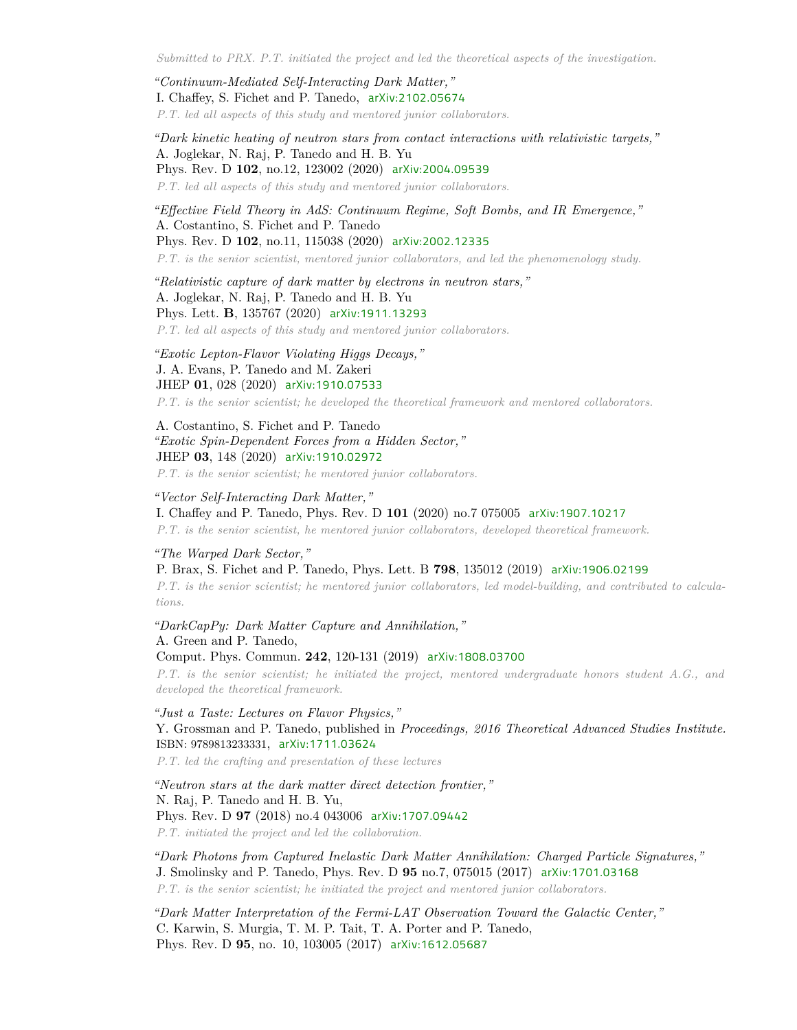*Submitted to PRX. P.T. initiated the project and led the theoretical aspects of the investigation.*

*"Continuum-Mediated Self-Interacting Dark Matter,"*
I. Chaffey, S. Fichet and P. Tanedo, arXiv:2102.05674
*P.T. led all aspects of this study and mentored junior collaborators.*

*"Dark kinetic heating of neutron stars from contact interactions with relativistic targets,"*
A. Joglekar, N. Raj, P. Tanedo and H. B. Yu
Phys. Rev. D **102**, no.12, 123002 (2020) arXiv:2004.09539
*P.T. led all aspects of this study and mentored junior collaborators.*

*"Effective Field Theory in AdS: Continuum Regime, Soft Bombs, and IR Emergence,"*
A. Costantino, S. Fichet and P. Tanedo
Phys. Rev. D **102**, no.11, 115038 (2020) arXiv:2002.12335
*P.T. is the senior scientist, mentored junior collaborators, and led the phenomenology study.*

*"Relativistic capture of dark matter by electrons in neutron stars,"*
A. Joglekar, N. Raj, P. Tanedo and H. B. Yu
Phys. Lett. **B**, 135767 (2020) arXiv:1911.13293
*P.T. led all aspects of this study and mentored junior collaborators.*

*"Exotic Lepton-Flavor Violating Higgs Decays,"*
J. A. Evans, P. Tanedo and M. Zakeri
JHEP **01**, 028 (2020) arXiv:1910.07533
*P.T. is the senior scientist; he developed the theoretical framework and mentored collaborators.*

A. Costantino, S. Fichet and P. Tanedo
*"Exotic Spin-Dependent Forces from a Hidden Sector,"*
JHEP **03**, 148 (2020) arXiv:1910.02972
*P.T. is the senior scientist; he mentored junior collaborators.*

*"Vector Self-Interacting Dark Matter,"*
I. Chaffey and P. Tanedo, Phys. Rev. D **101** (2020) no.7 075005 arXiv:1907.10217
*P.T. is the senior scientist, he mentored junior collaborators, developed theoretical framework.*

*"The Warped Dark Sector,"*
P. Brax, S. Fichet and P. Tanedo, Phys. Lett. B **798**, 135012 (2019) arXiv:1906.02199
*P.T. is the senior scientist; he mentored junior collaborators, led model-building, and contributed to calculations.*

*"DarkCapPy: Dark Matter Capture and Annihilation,"*
A. Green and P. Tanedo,
Comput. Phys. Commun. **242**, 120-131 (2019) arXiv:1808.03700
*P.T. is the senior scientist; he initiated the project, mentored undergraduate honors student A.G., and developed the theoretical framework.*

*"Just a Taste: Lectures on Flavor Physics,"*
Y. Grossman and P. Tanedo, published in *Proceedings, 2016 Theoretical Advanced Studies Institute.*
ISBN: 9789813233331, arXiv:1711.03624
*P.T. led the crafting and presentation of these lectures*

*"Neutron stars at the dark matter direct detection frontier,"*
N. Raj, P. Tanedo and H. B. Yu,
Phys. Rev. D **97** (2018) no.4 043006 arXiv:1707.09442
*P.T. initiated the project and led the collaboration.*

*"Dark Photons from Captured Inelastic Dark Matter Annihilation: Charged Particle Signatures,"*
J. Smolinsky and P. Tanedo, Phys. Rev. D **95** no.7, 075015 (2017) arXiv:1701.03168
*P.T. is the senior scientist; he initiated the project and mentored junior collaborators.*

*"Dark Matter Interpretation of the Fermi-LAT Observation Toward the Galactic Center,"*
C. Karwin, S. Murgia, T. M. P. Tait, T. A. Porter and P. Tanedo,
Phys. Rev. D **95**, no. 10, 103005 (2017) arXiv:1612.05687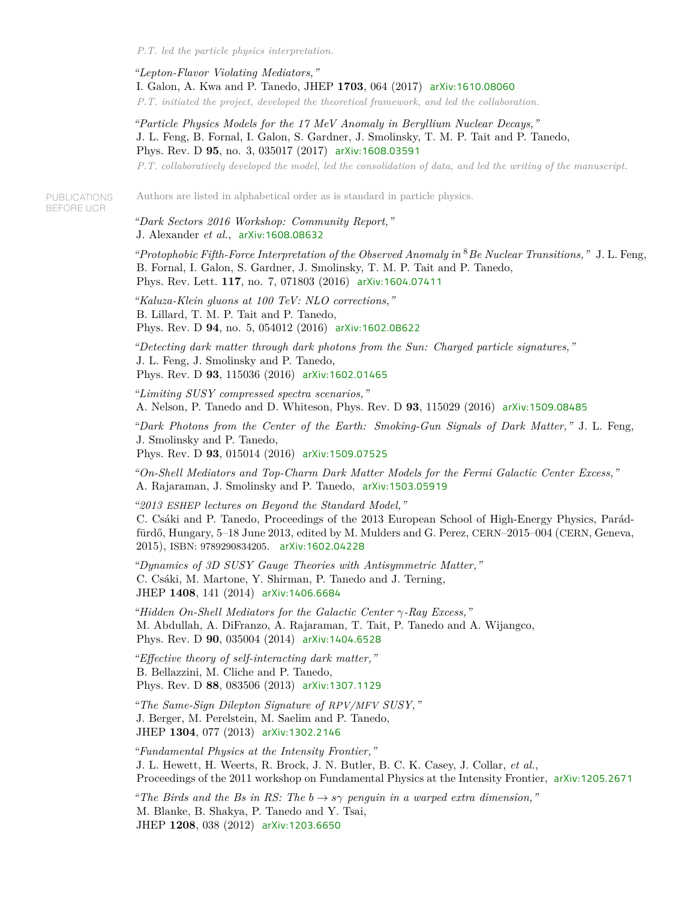*P.T. led the particle physics interpretation.*

*"Lepton-Flavor Violating Mediators,"*
I. Galon, A. Kwa and P. Tanedo, JHEP **1703**, 064 (2017) arXiv:1610.08060
*P.T. initiated the project, developed the theoretical framework, and led the collaboration.*

*"Particle Physics Models for the 17 MeV Anomaly in Beryllium Nuclear Decays,"*
J. L. Feng, B. Fornal, I. Galon, S. Gardner, J. Smolinsky, T. M. P. Tait and P. Tanedo,
Phys. Rev. D **95**, no. 3, 035017 (2017) arXiv:1608.03591
*P.T. collaboratively developed the model, led the consolidation of data, and led the writing of the manuscript.*

## PUBLICATIONS BEFORE UCR

Authors are listed in alphabetical order as is standard in particle physics.

*"Dark Sectors 2016 Workshop: Community Report,"*
J. Alexander *et al.*, arXiv:1608.08632

*"Protophobic Fifth-Force Interpretation of the Observed Anomaly in $^8$Be Nuclear Transitions,"* J. L. Feng, B. Fornal, I. Galon, S. Gardner, J. Smolinsky, T. M. P. Tait and P. Tanedo,
Phys. Rev. Lett. **117**, no. 7, 071803 (2016) arXiv:1604.07411

*"Kaluza-Klein gluons at 100 TeV: NLO corrections,"*
B. Lillard, T. M. P. Tait and P. Tanedo,
Phys. Rev. D **94**, no. 5, 054012 (2016) arXiv:1602.08622

*"Detecting dark matter through dark photons from the Sun: Charged particle signatures,"*
J. L. Feng, J. Smolinsky and P. Tanedo,
Phys. Rev. D **93**, 115036 (2016) arXiv:1602.01465

*"Limiting SUSY compressed spectra scenarios,"*
A. Nelson, P. Tanedo and D. Whiteson, Phys. Rev. D **93**, 115029 (2016) arXiv:1509.08485

*"Dark Photons from the Center of the Earth: Smoking-Gun Signals of Dark Matter,"* J. L. Feng, J. Smolinsky and P. Tanedo,
Phys. Rev. D **93**, 015014 (2016) arXiv:1509.07525

*"On-Shell Mediators and Top-Charm Dark Matter Models for the Fermi Galactic Center Excess,"*
A. Rajaraman, J. Smolinsky and P. Tanedo, arXiv:1503.05919

*"2013 ESHEP lectures on Beyond the Standard Model,"*
C. Csáki and P. Tanedo, Proceedings of the 2013 European School of High-Energy Physics, Parádfürdő, Hungary, 5–18 June 2013, edited by M. Mulders and G. Perez, CERN–2015–004 (CERN, Geneva, 2015), ISBN: 9789290834205. arXiv:1602.04228

*"Dynamics of 3D SUSY Gauge Theories with Antisymmetric Matter,"*
C. Csáki, M. Martone, Y. Shirman, P. Tanedo and J. Terning,
JHEP **1408**, 141 (2014) arXiv:1406.6684

*"Hidden On-Shell Mediators for the Galactic Center $\gamma$-Ray Excess,"*
M. Abdullah, A. DiFranzo, A. Rajaraman, T. Tait, P. Tanedo and A. Wijangco,
Phys. Rev. D **90**, 035004 (2014) arXiv:1404.6528

*"Effective theory of self-interacting dark matter,"*
B. Bellazzini, M. Cliche and P. Tanedo,
Phys. Rev. D **88**, 083506 (2013) arXiv:1307.1129

*"The Same-Sign Dilepton Signature of RPV/MFV SUSY,"*
J. Berger, M. Perelstein, M. Saelim and P. Tanedo,
JHEP **1304**, 077 (2013) arXiv:1302.2146

*"Fundamental Physics at the Intensity Frontier,"*
J. L. Hewett, H. Weerts, R. Brock, J. N. Butler, B. C. K. Casey, J. Collar, *et al.*,
Proceedings of the 2011 workshop on Fundamental Physics at the Intensity Frontier, arXiv:1205.2671

*"The Birds and the Bs in RS: The $b \to s\gamma$ penguin in a warped extra dimension,"*
M. Blanke, B. Shakya, P. Tanedo and Y. Tsai,
JHEP **1208**, 038 (2012) arXiv:1203.6650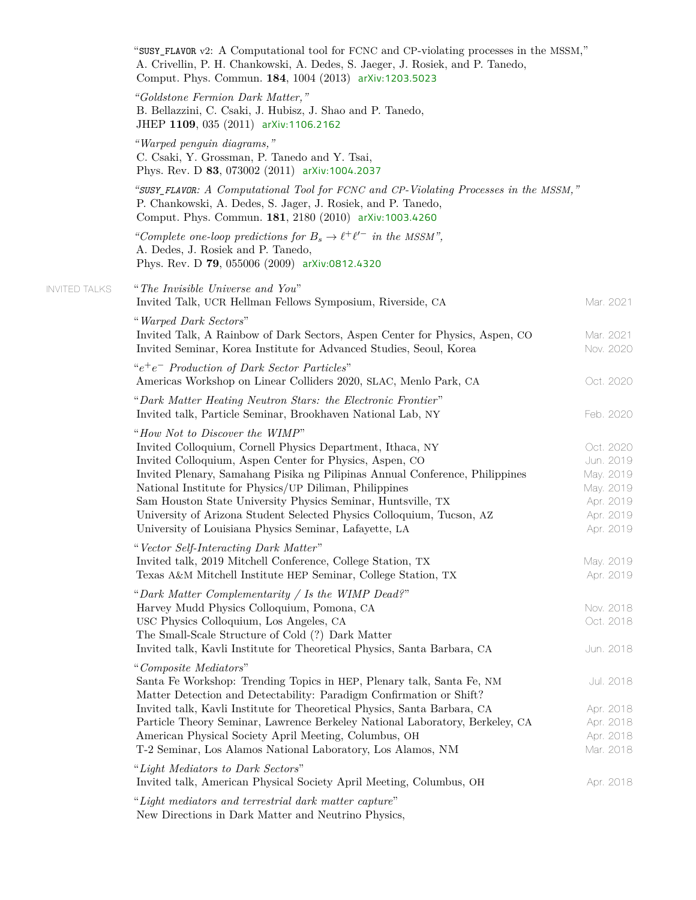"SUSY_FLAVOR v2: A Computational tool for FCNC and CP-violating processes in the MSSM,"
A. Crivellin, P. H. Chankowski, A. Dedes, S. Jaeger, J. Rosiek, and P. Tanedo,
Comput. Phys. Commun. **184**, 1004 (2013) arXiv:1203.5023

*"Goldstone Fermion Dark Matter,"*
B. Bellazzini, C. Csaki, J. Hubisz, J. Shao and P. Tanedo,
JHEP **1109**, 035 (2011) arXiv:1106.2162

*"Warped penguin diagrams,"*
C. Csaki, Y. Grossman, P. Tanedo and Y. Tsai,
Phys. Rev. D **83**, 073002 (2011) arXiv:1004.2037

*"SUSY_FLAVOR: A Computational Tool for FCNC and CP-Violating Processes in the MSSM,"*
P. Chankowski, A. Dedes, S. Jager, J. Rosiek, and P. Tanedo,
Comput. Phys. Commun. **181**, 2180 (2010) arXiv:1003.4260

*"Complete one-loop predictions for $B_s \to \ell^+\ell'^-$ in the MSSM",*
A. Dedes, J. Rosiek and P. Tanedo,
Phys. Rev. D **79**, 055006 (2009) arXiv:0812.4320

## INVITED TALKS

"*The Invisible Universe and You*"
Invited Talk, UCR Hellman Fellows Symposium, Riverside, CA — Mar. 2021

"*Warped Dark Sectors*"
Invited Talk, A Rainbow of Dark Sectors, Aspen Center for Physics, Aspen, CO — Mar. 2021
Invited Seminar, Korea Institute for Advanced Studies, Seoul, Korea — Nov. 2020

"*$e^+e^-$ Production of Dark Sector Particles*"
Americas Workshop on Linear Colliders 2020, SLAC, Menlo Park, CA — Oct. 2020

"*Dark Matter Heating Neutron Stars: the Electronic Frontier*"
Invited talk, Particle Seminar, Brookhaven National Lab, NY — Feb. 2020

"*How Not to Discover the WIMP*"
Invited Colloquium, Cornell Physics Department, Ithaca, NY — Oct. 2020
Invited Colloquium, Aspen Center for Physics, Aspen, CO — Jun. 2019
Invited Plenary, Samahang Pisika ng Pilipinas Annual Conference, Philippines — May. 2019
National Institute for Physics/UP Diliman, Philippines — May. 2019
Sam Houston State University Physics Seminar, Huntsville, TX — Apr. 2019
University of Arizona Student Selected Physics Colloquium, Tucson, AZ — Apr. 2019
University of Louisiana Physics Seminar, Lafayette, LA — Apr. 2019

"*Vector Self-Interacting Dark Matter*"
Invited talk, 2019 Mitchell Conference, College Station, TX — May. 2019
Texas A&M Mitchell Institute HEP Seminar, College Station, TX — Apr. 2019

"*Dark Matter Complementarity / Is the WIMP Dead?*"
Harvey Mudd Physics Colloquium, Pomona, CA — Nov. 2018
USC Physics Colloquium, Los Angeles, CA — Oct. 2018
The Small-Scale Structure of Cold (?) Dark Matter
Invited talk, Kavli Institute for Theoretical Physics, Santa Barbara, CA — Jun. 2018

"*Composite Mediators*"
Santa Fe Workshop: Trending Topics in HEP, Plenary talk, Santa Fe, NM — Jul. 2018
Matter Detection and Detectability: Paradigm Confirmation or Shift?
Invited talk, Kavli Institute for Theoretical Physics, Santa Barbara, CA — Apr. 2018
Particle Theory Seminar, Lawrence Berkeley National Laboratory, Berkeley, CA — Apr. 2018
American Physical Society April Meeting, Columbus, OH — Apr. 2018
T-2 Seminar, Los Alamos National Laboratory, Los Alamos, NM — Mar. 2018

"*Light Mediators to Dark Sectors*"
Invited talk, American Physical Society April Meeting, Columbus, OH — Apr. 2018

"*Light mediators and terrestrial dark matter capture*"
New Directions in Dark Matter and Neutrino Physics,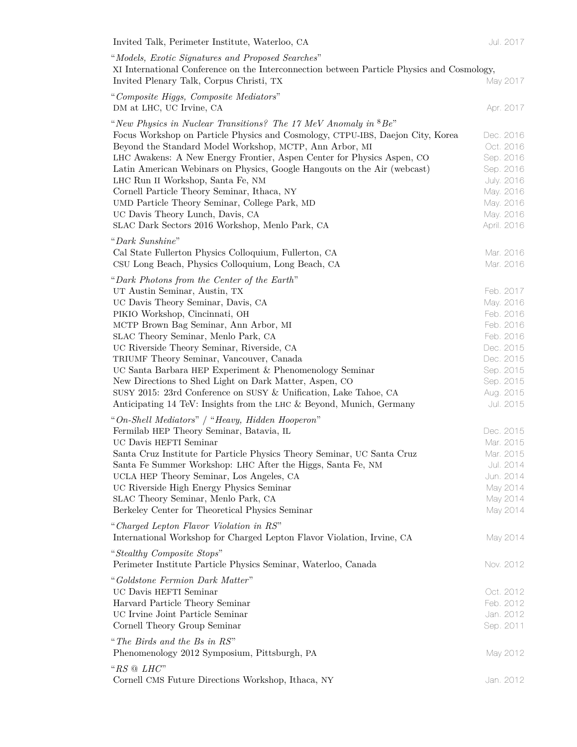Invited Talk, Perimeter Institute, Waterloo, CA — Jul. 2017

"*Models, Exotic Signatures and Proposed Searches*"
XI International Conference on the Interconnection between Particle Physics and Cosmology, Invited Plenary Talk, Corpus Christi, TX — May 2017

"*Composite Higgs, Composite Mediators*"
DM at LHC, UC Irvine, CA — Apr. 2017

"*New Physics in Nuclear Transitions? The 17 MeV Anomaly in $^8Be$*"
- Focus Workshop on Particle Physics and Cosmology, CTPU-IBS, Daejon City, Korea — Dec. 2016
- Beyond the Standard Model Workshop, MCTP, Ann Arbor, MI — Oct. 2016
- LHC Awakens: A New Energy Frontier, Aspen Center for Physics Aspen, CO — Sep. 2016
- Latin American Webinars on Physics, Google Hangouts on the Air (webcast) — Sep. 2016
- LHC Run II Workshop, Santa Fe, NM — July. 2016
- Cornell Particle Theory Seminar, Ithaca, NY — May. 2016
- UMD Particle Theory Seminar, College Park, MD — May. 2016
- UC Davis Theory Lunch, Davis, CA — May. 2016
- SLAC Dark Sectors 2016 Workshop, Menlo Park, CA — April. 2016

"*Dark Sunshine*"
- Cal State Fullerton Physics Colloquium, Fullerton, CA — Mar. 2016
- CSU Long Beach, Physics Colloquium, Long Beach, CA — Mar. 2016

"*Dark Photons from the Center of the Earth*"
- UT Austin Seminar, Austin, TX — Feb. 2017
- UC Davis Theory Seminar, Davis, CA — May. 2016
- PIKIO Workshop, Cincinnati, OH — Feb. 2016
- MCTP Brown Bag Seminar, Ann Arbor, MI — Feb. 2016
- SLAC Theory Seminar, Menlo Park, CA — Feb. 2016
- UC Riverside Theory Seminar, Riverside, CA — Dec. 2015
- TRIUMF Theory Seminar, Vancouver, Canada — Dec. 2015
- UC Santa Barbara HEP Experiment & Phenomenology Seminar — Sep. 2015
- New Directions to Shed Light on Dark Matter, Aspen, CO — Sep. 2015
- SUSY 2015: 23rd Conference on SUSY & Unification, Lake Tahoe, CA — Aug. 2015
- Anticipating 14 TeV: Insights from the LHC & Beyond, Munich, Germany — Jul. 2015

"*On-Shell Mediators*" / "*Heavy, Hidden Hooperon*"
- Fermilab HEP Theory Seminar, Batavia, IL — Dec. 2015
- UC Davis HEFTI Seminar — Mar. 2015
- Santa Cruz Institute for Particle Physics Theory Seminar, UC Santa Cruz — Mar. 2015
- Santa Fe Summer Workshop: LHC After the Higgs, Santa Fe, NM — Jul. 2014
- UCLA HEP Theory Seminar, Los Angeles, CA — Jun. 2014
- UC Riverside High Energy Physics Seminar — May 2014
- SLAC Theory Seminar, Menlo Park, CA — May 2014
- Berkeley Center for Theoretical Physics Seminar — May 2014

"*Charged Lepton Flavor Violation in RS*"
International Workshop for Charged Lepton Flavor Violation, Irvine, CA — May 2014

"*Stealthy Composite Stops*"
Perimeter Institute Particle Physics Seminar, Waterloo, Canada — Nov. 2012

"*Goldstone Fermion Dark Matter*"
- UC Davis HEFTI Seminar — Oct. 2012
- Harvard Particle Theory Seminar — Feb. 2012
- UC Irvine Joint Particle Seminar — Jan. 2012
- Cornell Theory Group Seminar — Sep. 2011

"*The Birds and the Bs in RS*"
Phenomenology 2012 Symposium, Pittsburgh, PA — May 2012

"*RS @ LHC*"
Cornell CMS Future Directions Workshop, Ithaca, NY — Jan. 2012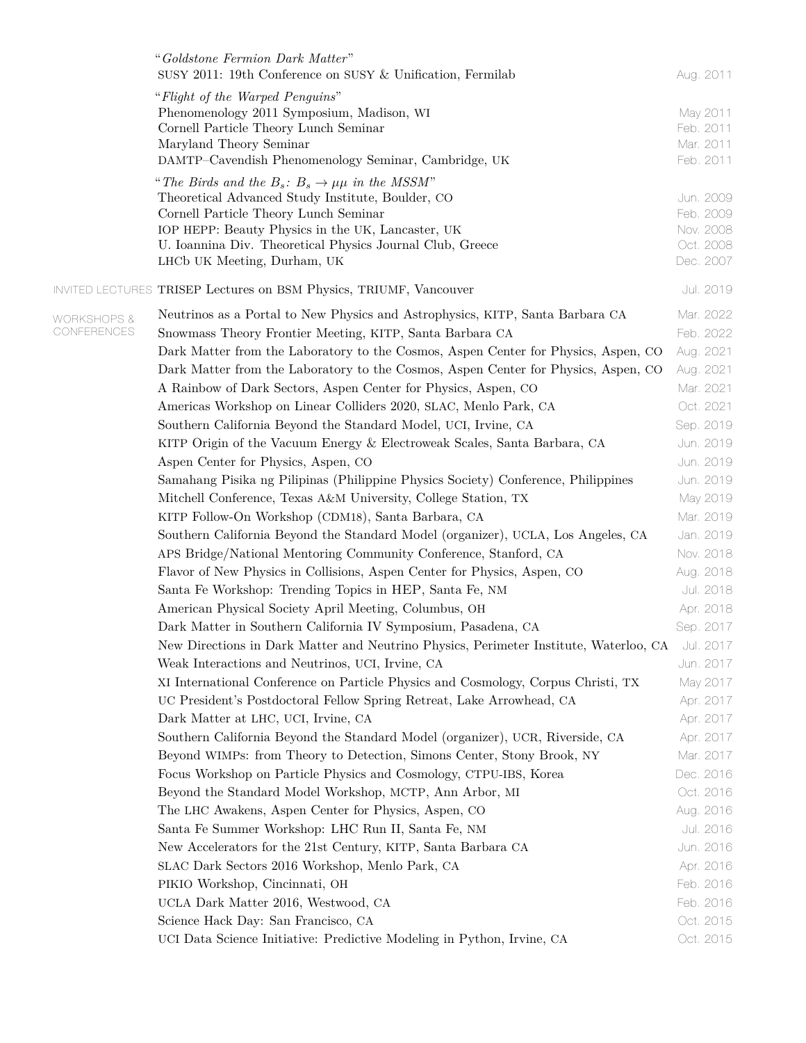"*Goldstone Fermion Dark Matter*"
SUSY 2011: 19th Conference on SUSY & Unification, Fermilab — Aug. 2011

"*Flight of the Warped Penguins*"
Phenomenology 2011 Symposium, Madison, WI — May 2011
Cornell Particle Theory Lunch Seminar — Feb. 2011
Maryland Theory Seminar — Mar. 2011
DAMTP–Cavendish Phenomenology Seminar, Cambridge, UK — Feb. 2011

"*The Birds and the $B_s$: $B_s \to \mu\mu$ in the MSSM*"
Theoretical Advanced Study Institute, Boulder, CO — Jun. 2009
Cornell Particle Theory Lunch Seminar — Feb. 2009
IOP HEPP: Beauty Physics in the UK, Lancaster, UK — Nov. 2008
U. Ioannina Div. Theoretical Physics Journal Club, Greece — Oct. 2008
LHCb UK Meeting, Durham, UK — Dec. 2007

## INVITED LECTURES

TRISEP Lectures on BSM Physics, TRIUMF, Vancouver — Jul. 2019

## WORKSHOPS & CONFERENCES

| Event | Date |
|---|---|
| Neutrinos as a Portal to New Physics and Astrophysics, KITP, Santa Barbara CA | Mar. 2022 |
| Snowmass Theory Frontier Meeting, KITP, Santa Barbara CA | Feb. 2022 |
| Dark Matter from the Laboratory to the Cosmos, Aspen Center for Physics, Aspen, CO | Aug. 2021 |
| Dark Matter from the Laboratory to the Cosmos, Aspen Center for Physics, Aspen, CO | Aug. 2021 |
| A Rainbow of Dark Sectors, Aspen Center for Physics, Aspen, CO | Mar. 2021 |
| Americas Workshop on Linear Colliders 2020, SLAC, Menlo Park, CA | Oct. 2021 |
| Southern California Beyond the Standard Model, UCI, Irvine, CA | Sep. 2019 |
| KITP Origin of the Vacuum Energy & Electroweak Scales, Santa Barbara, CA | Jun. 2019 |
| Aspen Center for Physics, Aspen, CO | Jun. 2019 |
| Samahang Pisika ng Pilipinas (Philippine Physics Society) Conference, Philippines | Jun. 2019 |
| Mitchell Conference, Texas A&M University, College Station, TX | May 2019 |
| KITP Follow-On Workshop (CDM18), Santa Barbara, CA | Mar. 2019 |
| Southern California Beyond the Standard Model (organizer), UCLA, Los Angeles, CA | Jan. 2019 |
| APS Bridge/National Mentoring Community Conference, Stanford, CA | Nov. 2018 |
| Flavor of New Physics in Collisions, Aspen Center for Physics, Aspen, CO | Aug. 2018 |
| Santa Fe Workshop: Trending Topics in HEP, Santa Fe, NM | Jul. 2018 |
| American Physical Society April Meeting, Columbus, OH | Apr. 2018 |
| Dark Matter in Southern California IV Symposium, Pasadena, CA | Sep. 2017 |
| New Directions in Dark Matter and Neutrino Physics, Perimeter Institute, Waterloo, CA | Jul. 2017 |
| Weak Interactions and Neutrinos, UCI, Irvine, CA | Jun. 2017 |
| XI International Conference on Particle Physics and Cosmology, Corpus Christi, TX | May 2017 |
| UC President's Postdoctoral Fellow Spring Retreat, Lake Arrowhead, CA | Apr. 2017 |
| Dark Matter at LHC, UCI, Irvine, CA | Apr. 2017 |
| Southern California Beyond the Standard Model (organizer), UCR, Riverside, CA | Apr. 2017 |
| Beyond WIMPs: from Theory to Detection, Simons Center, Stony Brook, NY | Mar. 2017 |
| Focus Workshop on Particle Physics and Cosmology, CTPU-IBS, Korea | Dec. 2016 |
| Beyond the Standard Model Workshop, MCTP, Ann Arbor, MI | Oct. 2016 |
| The LHC Awakens, Aspen Center for Physics, Aspen, CO | Aug. 2016 |
| Santa Fe Summer Workshop: LHC Run II, Santa Fe, NM | Jul. 2016 |
| New Accelerators for the 21st Century, KITP, Santa Barbara CA | Jun. 2016 |
| SLAC Dark Sectors 2016 Workshop, Menlo Park, CA | Apr. 2016 |
| PIKIO Workshop, Cincinnati, OH | Feb. 2016 |
| UCLA Dark Matter 2016, Westwood, CA | Feb. 2016 |
| Science Hack Day: San Francisco, CA | Oct. 2015 |
| UCI Data Science Initiative: Predictive Modeling in Python, Irvine, CA | Oct. 2015 |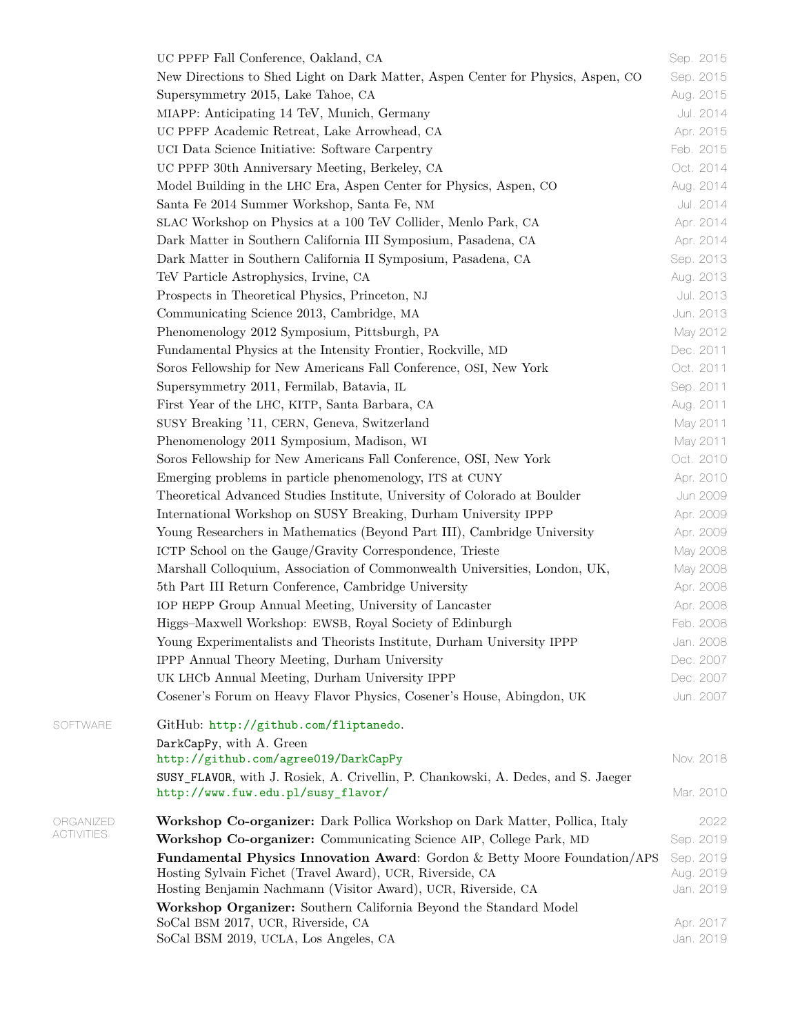| | | |
|---|---|---|
| | UC PPFP Fall Conference, Oakland, CA | Sep. 2015 |
| | New Directions to Shed Light on Dark Matter, Aspen Center for Physics, Aspen, CO | Sep. 2015 |
| | Supersymmetry 2015, Lake Tahoe, CA | Aug. 2015 |
| | MIAPP: Anticipating 14 TeV, Munich, Germany | Jul. 2014 |
| | UC PPFP Academic Retreat, Lake Arrowhead, CA | Apr. 2015 |
| | UCI Data Science Initiative: Software Carpentry | Feb. 2015 |
| | UC PPFP 30th Anniversary Meeting, Berkeley, CA | Oct. 2014 |
| | Model Building in the LHC Era, Aspen Center for Physics, Aspen, CO | Aug. 2014 |
| | Santa Fe 2014 Summer Workshop, Santa Fe, NM | Jul. 2014 |
| | SLAC Workshop on Physics at a 100 TeV Collider, Menlo Park, CA | Apr. 2014 |
| | Dark Matter in Southern California III Symposium, Pasadena, CA | Apr. 2014 |
| | Dark Matter in Southern California II Symposium, Pasadena, CA | Sep. 2013 |
| | TeV Particle Astrophysics, Irvine, CA | Aug. 2013 |
| | Prospects in Theoretical Physics, Princeton, NJ | Jul. 2013 |
| | Communicating Science 2013, Cambridge, MA | Jun. 2013 |
| | Phenomenology 2012 Symposium, Pittsburgh, PA | May 2012 |
| | Fundamental Physics at the Intensity Frontier, Rockville, MD | Dec. 2011 |
| | Soros Fellowship for New Americans Fall Conference, OSI, New York | Oct. 2011 |
| | Supersymmetry 2011, Fermilab, Batavia, IL | Sep. 2011 |
| | First Year of the LHC, KITP, Santa Barbara, CA | Aug. 2011 |
| | SUSY Breaking '11, CERN, Geneva, Switzerland | May 2011 |
| | Phenomenology 2011 Symposium, Madison, WI | May 2011 |
| | Soros Fellowship for New Americans Fall Conference, OSI, New York | Oct. 2010 |
| | Emerging problems in particle phenomenology, ITS at CUNY | Apr. 2010 |
| | Theoretical Advanced Studies Institute, University of Colorado at Boulder | Jun 2009 |
| | International Workshop on SUSY Breaking, Durham University IPPP | Apr. 2009 |
| | Young Researchers in Mathematics (Beyond Part III), Cambridge University | Apr. 2009 |
| | ICTP School on the Gauge/Gravity Correspondence, Trieste | May 2008 |
| | Marshall Colloquium, Association of Commonwealth Universities, London, UK, | May 2008 |
| | 5th Part III Return Conference, Cambridge University | Apr. 2008 |
| | IOP HEPP Group Annual Meeting, University of Lancaster | Apr. 2008 |
| | Higgs–Maxwell Workshop: EWSB, Royal Society of Edinburgh | Feb. 2008 |
| | Young Experimentalists and Theorists Institute, Durham University IPPP | Jan. 2008 |
| | IPPP Annual Theory Meeting, Durham University | Dec. 2007 |
| | UK LHCb Annual Meeting, Durham University IPPP | Dec. 2007 |
| | Cosener's Forum on Heavy Flavor Physics, Cosener's House, Abingdon, UK | Jun. 2007 |
| SOFTWARE | GitHub: http://github.com/fliptanedo. | |
| | DarkCapPy, with A. Green<br>http://github.com/agree019/DarkCapPy | Nov. 2018 |
| | SUSY_FLAVOR, with J. Rosiek, A. Crivellin, P. Chankowski, A. Dedes, and S. Jaeger<br>http://www.fuw.edu.pl/susy_flavor/ | Mar. 2010 |
| ORGANIZED ACTIVITIES | **Workshop Co-organizer:** Dark Pollica Workshop on Dark Matter, Pollica, Italy | 2022 |
| | **Workshop Co-organizer:** Communicating Science AIP, College Park, MD | Sep. 2019 |
| | **Fundamental Physics Innovation Award**: Gordon & Betty Moore Foundation/APS | Sep. 2019 |
| | Hosting Sylvain Fichet (Travel Award), UCR, Riverside, CA | Aug. 2019 |
| | Hosting Benjamin Nachmann (Visitor Award), UCR, Riverside, CA | Jan. 2019 |
| | **Workshop Organizer:** Southern California Beyond the Standard Model | |
| | SoCal BSM 2017, UCR, Riverside, CA | Apr. 2017 |
| | SoCal BSM 2019, UCLA, Los Angeles, CA | Jan. 2019 |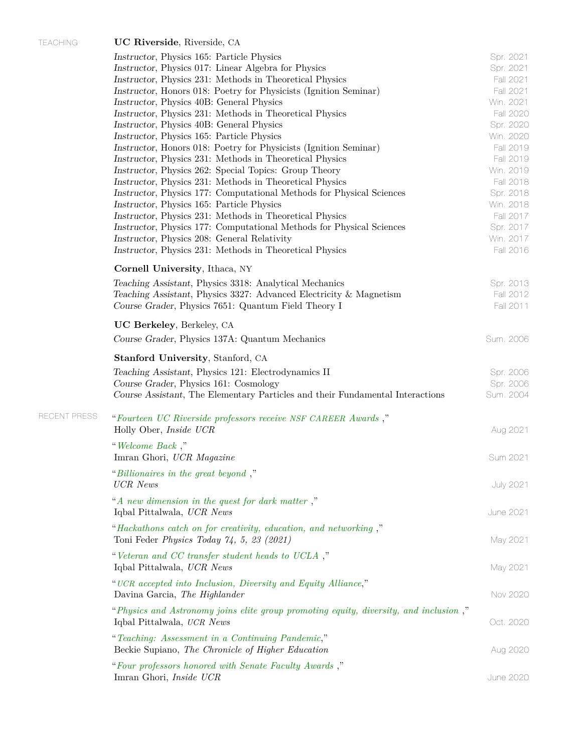## TEACHING

**UC Riverside**, Riverside, CA

- *Instructor*, Physics 165: Particle Physics — Spr. 2021
- *Instructor*, Physics 017: Linear Algebra for Physics — Spr. 2021
- *Instructor*, Physics 231: Methods in Theoretical Physics — Fall 2021
- *Instructor*, Honors 018: Poetry for Physicists (Ignition Seminar) — Fall 2021
- *Instructor*, Physics 40B: General Physics — Win. 2021
- *Instructor*, Physics 231: Methods in Theoretical Physics — Fall 2020
- *Instructor*, Physics 40B: General Physics — Spr. 2020
- *Instructor*, Physics 165: Particle Physics — Win. 2020
- *Instructor*, Honors 018: Poetry for Physicists (Ignition Seminar) — Fall 2019
- *Instructor*, Physics 231: Methods in Theoretical Physics — Fall 2019
- *Instructor*, Physics 262: Special Topics: Group Theory — Win. 2019
- *Instructor*, Physics 231: Methods in Theoretical Physics — Fall 2018
- *Instructor*, Physics 177: Computational Methods for Physical Sciences — Spr. 2018
- *Instructor*, Physics 165: Particle Physics — Win. 2018
- *Instructor*, Physics 231: Methods in Theoretical Physics — Fall 2017
- *Instructor*, Physics 177: Computational Methods for Physical Sciences — Spr. 2017
- *Instructor*, Physics 208: General Relativity — Win. 2017
- *Instructor*, Physics 231: Methods in Theoretical Physics — Fall 2016

**Cornell University**, Ithaca, NY

- *Teaching Assistant*, Physics 3318: Analytical Mechanics — Spr. 2013
- *Teaching Assistant*, Physics 3327: Advanced Electricity & Magnetism — Fall 2012
- *Course Grader*, Physics 7651: Quantum Field Theory I — Fall 2011

**UC Berkeley**, Berkeley, CA

- *Course Grader*, Physics 137A: Quantum Mechanics — Sum. 2006

**Stanford University**, Stanford, CA

- *Teaching Assistant*, Physics 121: Electrodynamics II — Spr. 2006
- *Course Grader*, Physics 161: Cosmology — Spr. 2006
- *Course Assistant*, The Elementary Particles and their Fundamental Interactions — Sum. 2004

## RECENT PRESS

- "*Fourteen UC Riverside professors receive NSF CAREER Awards* ," Holly Ober, *Inside UCR* — Aug 2021
- "*Welcome Back* ," Imran Ghori, *UCR Magazine* — Sum 2021
- "*Billionaires in the great beyond* ," *UCR News* — July 2021
- "*A new dimension in the quest for dark matter* ," Iqbal Pittalwala, *UCR News* — June 2021
- "*Hackathons catch on for creativity, education, and networking* ," Toni Feder *Physics Today 74, 5, 23 (2021)* — May 2021
- "*Veteran and CC transfer student heads to UCLA* ," Iqbal Pittalwala, *UCR News* — May 2021
- "*UCR accepted into Inclusion, Diversity and Equity Alliance*," Davina Garcia, *The Highlander* — Nov 2020
- "*Physics and Astronomy joins elite group promoting equity, diversity, and inclusion* ," Iqbal Pittalwala, *UCR News* — Oct. 2020
- "*Teaching: Assessment in a Continuing Pandemic*," Beckie Supiano, *The Chronicle of Higher Education* — Aug 2020
- "*Four professors honored with Senate Faculty Awards* ," Imran Ghori, *Inside UCR* — June 2020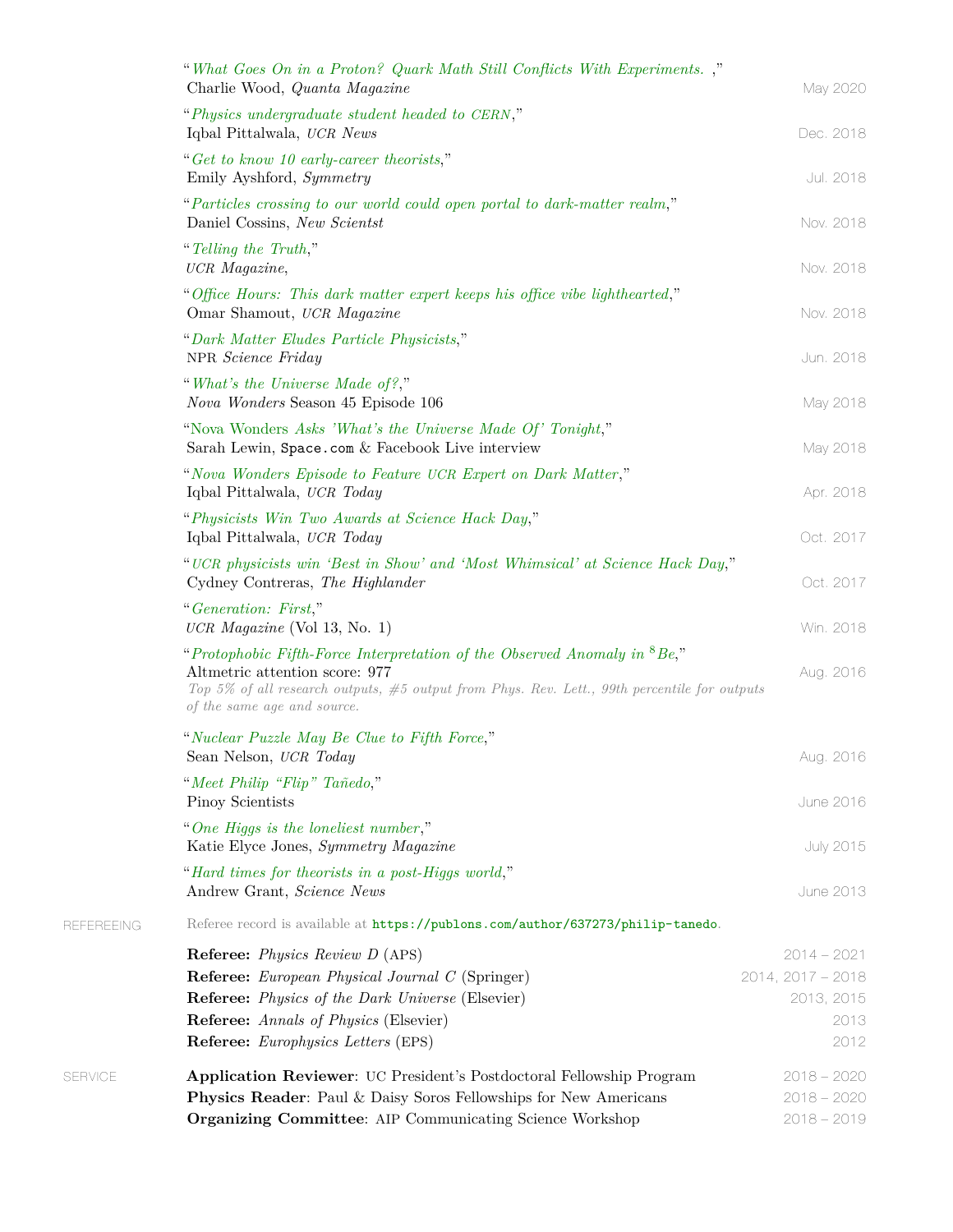"*What Goes On in a Proton? Quark Math Still Conflicts With Experiments.* ,"
Charlie Wood, *Quanta Magazine* — May 2020

"*Physics undergraduate student headed to CERN*,"
Iqbal Pittalwala, *UCR News* — Dec. 2018

"*Get to know 10 early-career theorists*,"
Emily Ayshford, *Symmetry* — Jul. 2018

"*Particles crossing to our world could open portal to dark-matter realm*,"
Daniel Cossins, *New Scientst* — Nov. 2018

"*Telling the Truth*,"
*UCR Magazine*, — Nov. 2018

"*Office Hours: This dark matter expert keeps his office vibe lighthearted*,"
Omar Shamout, *UCR Magazine* — Nov. 2018

"*Dark Matter Eludes Particle Physicists*,"
NPR *Science Friday* — Jun. 2018

"*What's the Universe Made of?*,"
*Nova Wonders* Season 45 Episode 106 — May 2018

"Nova Wonders *Asks 'What's the Universe Made Of' Tonight*,"
Sarah Lewin, `Space.com` & Facebook Live interview — May 2018

"*Nova Wonders Episode to Feature UCR Expert on Dark Matter*,"
Iqbal Pittalwala, *UCR Today* — Apr. 2018

"*Physicists Win Two Awards at Science Hack Day*,"
Iqbal Pittalwala, *UCR Today* — Oct. 2017

"*UCR physicists win 'Best in Show' and 'Most Whimsical' at Science Hack Day*,"
Cydney Contreras, *The Highlander* — Oct. 2017

"*Generation: First*,"
*UCR Magazine* (Vol 13, No. 1) — Win. 2018

"*Protophobic Fifth-Force Interpretation of the Observed Anomaly in $^{8}Be$*,"
Altmetric attention score: 977 — Aug. 2016
*Top 5% of all research outputs, #5 output from Phys. Rev. Lett., 99th percentile for outputs of the same age and source.*

"*Nuclear Puzzle May Be Clue to Fifth Force*,"
Sean Nelson, *UCR Today* — Aug. 2016

"*Meet Philip "Flip" Tañedo*,"
Pinoy Scientists — June 2016

"*One Higgs is the loneliest number*,"
Katie Elyce Jones, *Symmetry Magazine* — July 2015

"*Hard times for theorists in a post-Higgs world*,"
Andrew Grant, *Science News* — June 2013

## REFEREEING

Referee record is available at `https://publons.com/author/637273/philip-tanedo`.

**Referee:** *Physics Review D* (APS) — 2014 – 2021
**Referee:** *European Physical Journal C* (Springer) — 2014, 2017 – 2018
**Referee:** *Physics of the Dark Universe* (Elsevier) — 2013, 2015
**Referee:** *Annals of Physics* (Elsevier) — 2013
**Referee:** *Europhysics Letters* (EPS) — 2012

## SERVICE

**Application Reviewer**: UC President's Postdoctoral Fellowship Program — 2018 – 2020
**Physics Reader**: Paul & Daisy Soros Fellowships for New Americans — 2018 – 2020
**Organizing Committee**: AIP Communicating Science Workshop — 2018 – 2019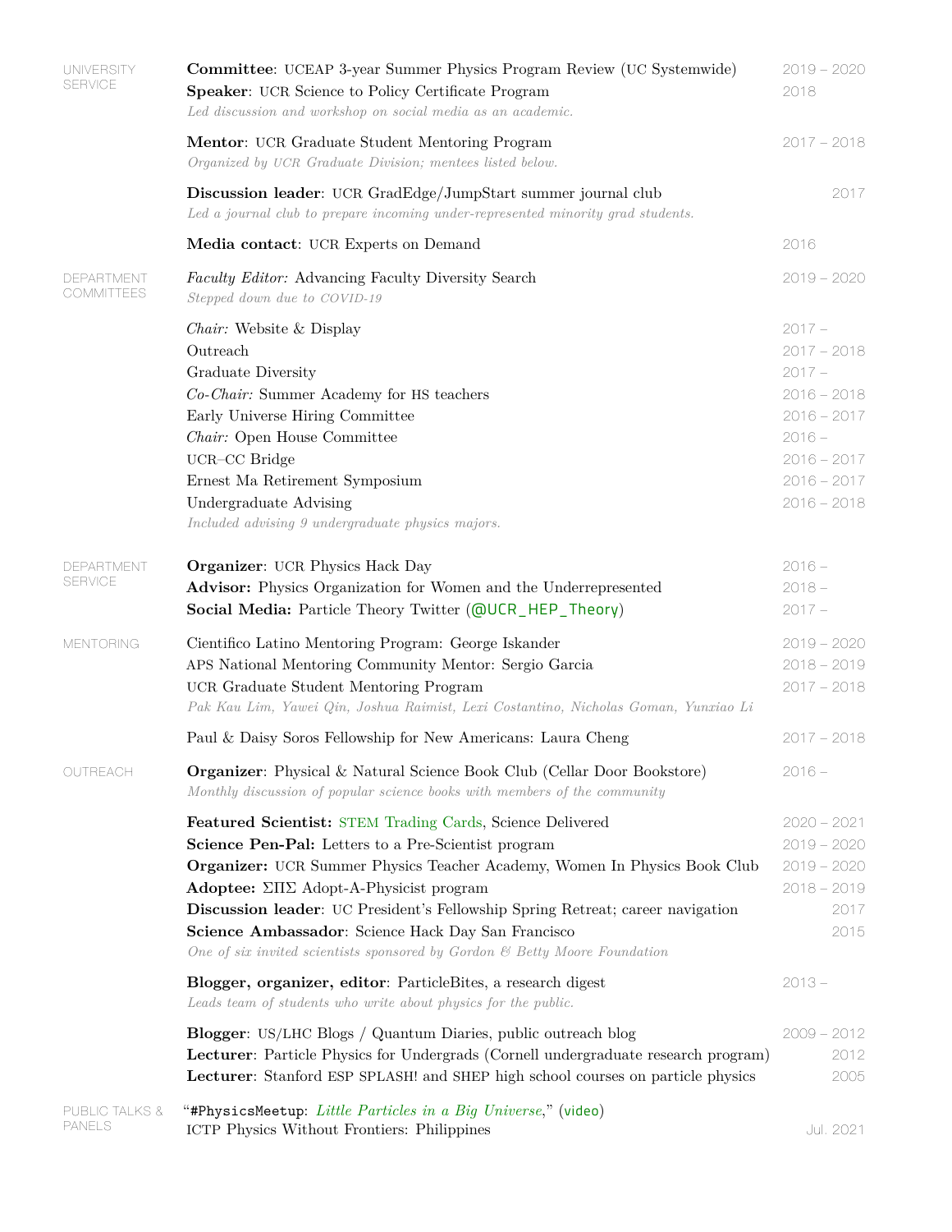## UNIVERSITY SERVICE

**Committee**: UCEAP 3-year Summer Physics Program Review (UC Systemwide) — 2019 – 2020

**Speaker**: UCR Science to Policy Certificate Program — 2018
*Led discussion and workshop on social media as an academic.*

**Mentor**: UCR Graduate Student Mentoring Program — 2017 – 2018
*Organized by UCR Graduate Division; mentees listed below.*

**Discussion leader**: UCR GradEdge/JumpStart summer journal club — 2017
*Led a journal club to prepare incoming under-represented minority grad students.*

**Media contact**: UCR Experts on Demand — 2016

## DEPARTMENT COMMITTEES

*Faculty Editor:* Advancing Faculty Diversity Search — 2019 – 2020
*Stepped down due to COVID-19*

*Chair:* Website & Display — 2017 –
Outreach — 2017 – 2018
Graduate Diversity — 2017 –
*Co-Chair:* Summer Academy for HS teachers — 2016 – 2018
Early Universe Hiring Committee — 2016 – 2017
*Chair:* Open House Committee — 2016 –
UCR–CC Bridge — 2016 – 2017
Ernest Ma Retirement Symposium — 2016 – 2017
Undergraduate Advising — 2016 – 2018
*Included advising 9 undergraduate physics majors.*

## DEPARTMENT SERVICE

**Organizer**: UCR Physics Hack Day — 2016 –
**Advisor:** Physics Organization for Women and the Underrepresented — 2018 –
**Social Media:** Particle Theory Twitter (@UCR_HEP_Theory) — 2017 –

## MENTORING

Cientifico Latino Mentoring Program: George Iskander — 2019 – 2020
APS National Mentoring Community Mentor: Sergio Garcia — 2018 – 2019
UCR Graduate Student Mentoring Program — 2017 – 2018
*Pak Kau Lim, Yawei Qin, Joshua Raimist, Lexi Costantino, Nicholas Goman, Yunxiao Li*

Paul & Daisy Soros Fellowship for New Americans: Laura Cheng — 2017 – 2018

## OUTREACH

**Organizer**: Physical & Natural Science Book Club (Cellar Door Bookstore) — 2016 –
*Monthly discussion of popular science books with members of the community*

**Featured Scientist:** STEM Trading Cards, Science Delivered — 2020 – 2021
**Science Pen-Pal:** Letters to a Pre-Scientist program — 2019 – 2020
**Organizer:** UCR Summer Physics Teacher Academy, Women In Physics Book Club — 2019 – 2020
**Adoptee:** ΣΠΣ Adopt-A-Physicist program — 2018 – 2019
**Discussion leader**: UC President's Fellowship Spring Retreat; career navigation — 2017
**Science Ambassador**: Science Hack Day San Francisco — 2015
*One of six invited scientists sponsored by Gordon & Betty Moore Foundation*

**Blogger, organizer, editor**: ParticleBites, a research digest — 2013 –
*Leads team of students who write about physics for the public.*

**Blogger**: US/LHC Blogs / Quantum Diaries, public outreach blog — 2009 – 2012
**Lecturer**: Particle Physics for Undergrads (Cornell undergraduate research program) — 2012
**Lecturer**: Stanford ESP SPLASH! and SHEP high school courses on particle physics — 2005

## PUBLIC TALKS & PANELS

"#PhysicsMeetup: *Little Particles in a Big Universe*," (video)
ICTP Physics Without Frontiers: Philippines — Jul. 2021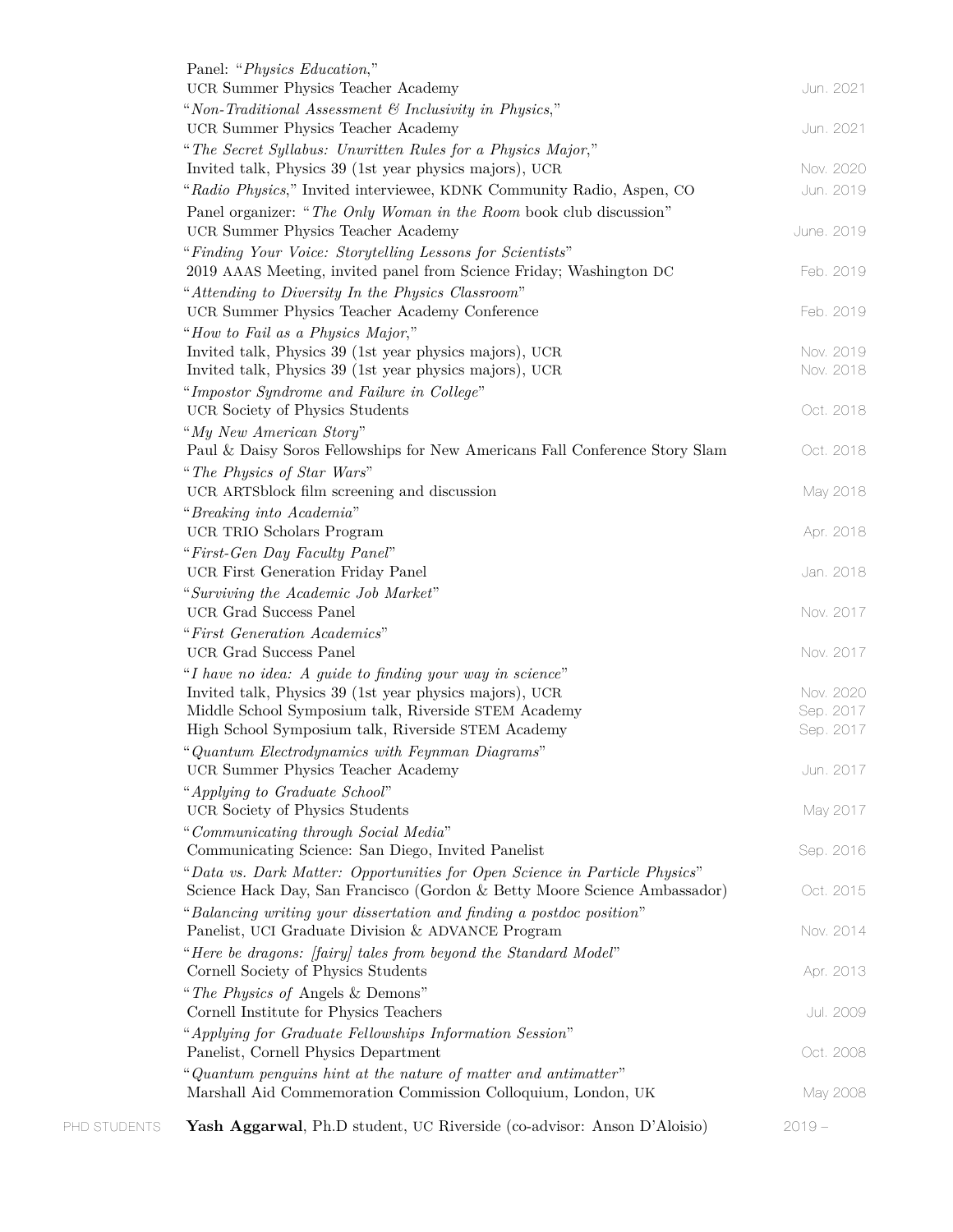Panel: "*Physics Education*,"
UCR Summer Physics Teacher Academy — Jun. 2021

"*Non-Traditional Assessment & Inclusivity in Physics*,"
UCR Summer Physics Teacher Academy — Jun. 2021

"*The Secret Syllabus: Unwritten Rules for a Physics Major*,"
Invited talk, Physics 39 (1st year physics majors), UCR — Nov. 2020

"*Radio Physics*," Invited interviewee, KDNK Community Radio, Aspen, CO — Jun. 2019

Panel organizer: "*The Only Woman in the Room* book club discussion"
UCR Summer Physics Teacher Academy — June. 2019

"*Finding Your Voice: Storytelling Lessons for Scientists*"
2019 AAAS Meeting, invited panel from Science Friday; Washington DC — Feb. 2019

"*Attending to Diversity In the Physics Classroom*"
UCR Summer Physics Teacher Academy Conference — Feb. 2019

"*How to Fail as a Physics Major*,"
Invited talk, Physics 39 (1st year physics majors), UCR — Nov. 2019
Invited talk, Physics 39 (1st year physics majors), UCR — Nov. 2018

"*Impostor Syndrome and Failure in College*"
UCR Society of Physics Students — Oct. 2018

"*My New American Story*"
Paul & Daisy Soros Fellowships for New Americans Fall Conference Story Slam — Oct. 2018

"*The Physics of Star Wars*"
UCR ARTSblock film screening and discussion — May 2018

"*Breaking into Academia*"
UCR TRIO Scholars Program — Apr. 2018

"*First-Gen Day Faculty Panel*"
UCR First Generation Friday Panel — Jan. 2018

"*Surviving the Academic Job Market*"
UCR Grad Success Panel — Nov. 2017

"*First Generation Academics*"
UCR Grad Success Panel — Nov. 2017

"*I have no idea: A guide to finding your way in science*"
Invited talk, Physics 39 (1st year physics majors), UCR — Nov. 2020
Middle School Symposium talk, Riverside STEM Academy — Sep. 2017
High School Symposium talk, Riverside STEM Academy — Sep. 2017

"*Quantum Electrodynamics with Feynman Diagrams*"
UCR Summer Physics Teacher Academy — Jun. 2017

"*Applying to Graduate School*"
UCR Society of Physics Students — May 2017

"*Communicating through Social Media*"
Communicating Science: San Diego, Invited Panelist — Sep. 2016

"*Data vs. Dark Matter: Opportunities for Open Science in Particle Physics*"
Science Hack Day, San Francisco (Gordon & Betty Moore Science Ambassador) — Oct. 2015

"*Balancing writing your dissertation and finding a postdoc position*"
Panelist, UCI Graduate Division & ADVANCE Program — Nov. 2014

"*Here be dragons: [fairy] tales from beyond the Standard Model*"
Cornell Society of Physics Students — Apr. 2013

"*The Physics of* Angels & Demons"
Cornell Institute for Physics Teachers — Jul. 2009

"*Applying for Graduate Fellowships Information Session*"
Panelist, Cornell Physics Department — Oct. 2008

"*Quantum penguins hint at the nature of matter and antimatter*"
Marshall Aid Commemoration Commission Colloquium, London, UK — May 2008

## PHD STUDENTS

**Yash Aggarwal**, Ph.D student, UC Riverside (co-advisor: Anson D'Aloisio) — 2019 –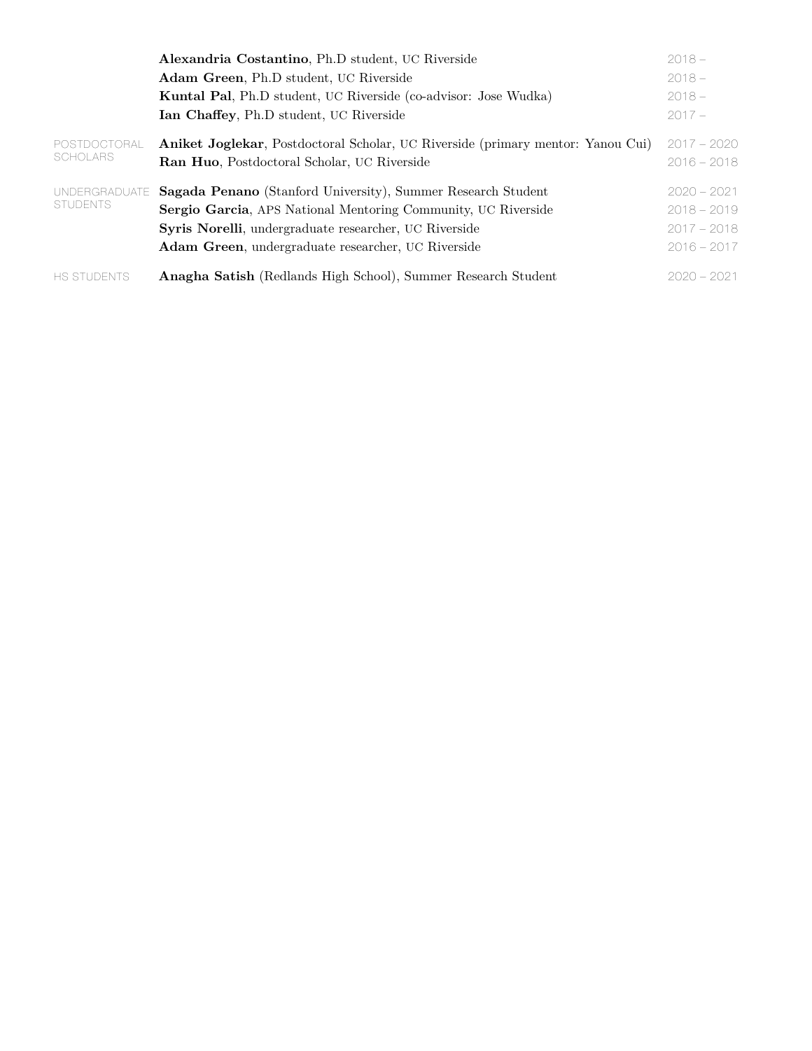| | | |
|---|---|---|
| | **Alexandria Costantino**, Ph.D student, UC Riverside | 2018 – |
| | **Adam Green**, Ph.D student, UC Riverside | 2018 – |
| | **Kuntal Pal**, Ph.D student, UC Riverside (co-advisor: Jose Wudka) | 2018 – |
| | **Ian Chaffey**, Ph.D student, UC Riverside | 2017 – |
| POSTDOCTORAL SCHOLARS | **Aniket Joglekar**, Postdoctoral Scholar, UC Riverside (primary mentor: Yanou Cui) | 2017 – 2020 |
| | **Ran Huo**, Postdoctoral Scholar, UC Riverside | 2016 – 2018 |
| UNDERGRADUATE STUDENTS | **Sagada Penano** (Stanford University), Summer Research Student | 2020 – 2021 |
| | **Sergio Garcia**, APS National Mentoring Community, UC Riverside | 2018 – 2019 |
| | **Syris Norelli**, undergraduate researcher, UC Riverside | 2017 – 2018 |
| | **Adam Green**, undergraduate researcher, UC Riverside | 2016 – 2017 |
| HS STUDENTS | **Anagha Satish** (Redlands High School), Summer Research Student | 2020 – 2021 |